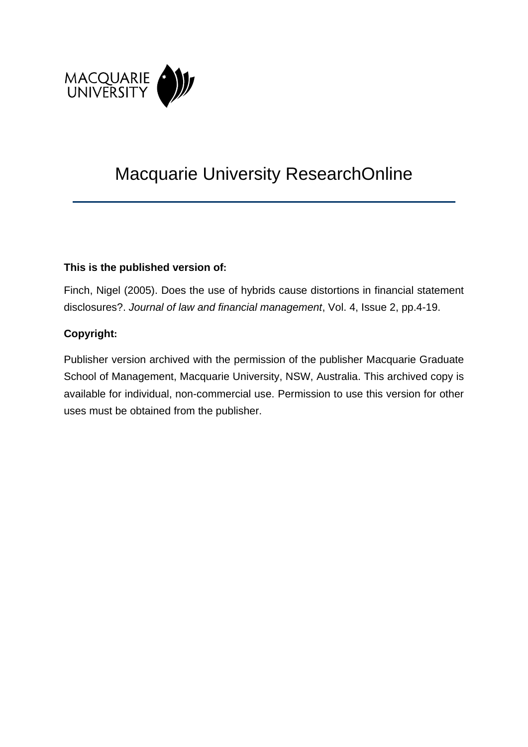MACQUARIE
UNIVERSITY

# Macquarie University ResearchOnline

**This is the published version of:**

Finch, Nigel (2005). Does the use of hybrids cause distortions in financial statement disclosures?. *Journal of law and financial management*, Vol. 4, Issue 2, pp.4-19.

**Copyright:**

Publisher version archived with the permission of the publisher Macquarie Graduate School of Management, Macquarie University, NSW, Australia. This archived copy is available for individual, non-commercial use. Permission to use this version for other uses must be obtained from the publisher.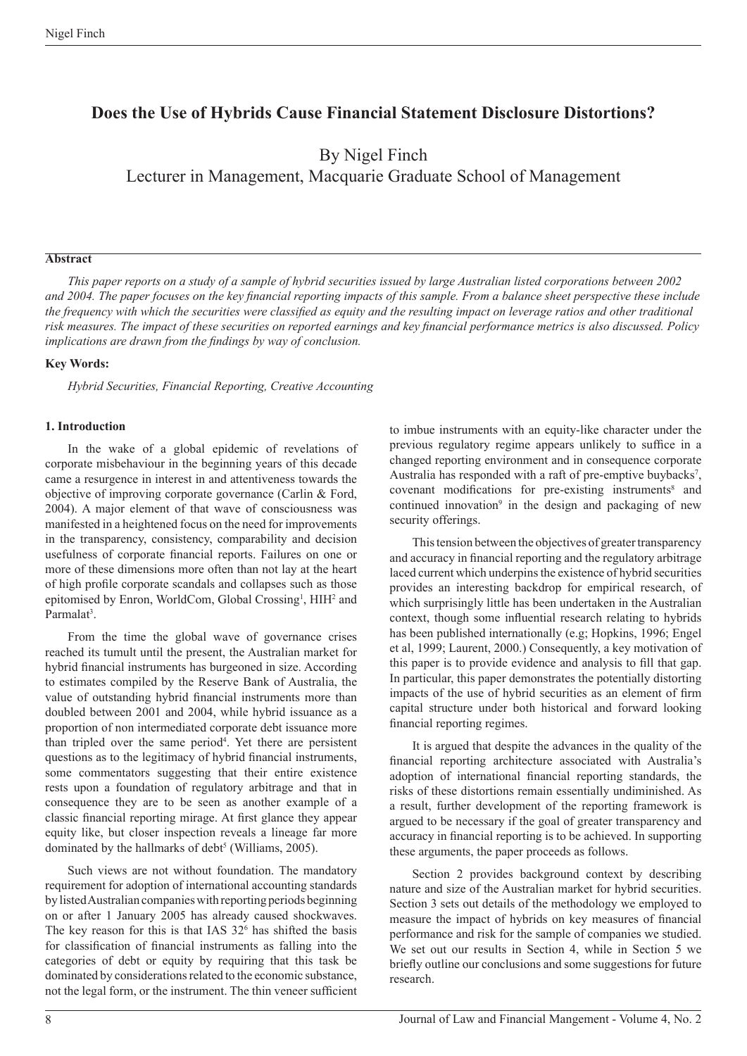# Does the Use of Hybrids Cause Financial Statement Disclosure Distortions?

By Nigel Finch

Lecturer in Management, Macquarie Graduate School of Management

### Abstract

*This paper reports on a study of a sample of hybrid securities issued by large Australian listed corporations between 2002 and 2004. The paper focuses on the key financial reporting impacts of this sample. From a balance sheet perspective these include the frequency with which the securities were classified as equity and the resulting impact on leverage ratios and other traditional risk measures. The impact of these securities on reported earnings and key financial performance metrics is also discussed. Policy implications are drawn from the findings by way of conclusion.*

**Key Words:**

*Hybrid Securities, Financial Reporting, Creative Accounting*

### 1. Introduction

In the wake of a global epidemic of revelations of corporate misbehaviour in the beginning years of this decade came a resurgence in interest in and attentiveness towards the objective of improving corporate governance (Carlin & Ford, 2004). A major element of that wave of consciousness was manifested in a heightened focus on the need for improvements in the transparency, consistency, comparability and decision usefulness of corporate financial reports. Failures on one or more of these dimensions more often than not lay at the heart of high profile corporate scandals and collapses such as those epitomised by Enron, WorldCom, Global Crossing[1], HIH[2] and Parmalat[3].

From the time the global wave of governance crises reached its tumult until the present, the Australian market for hybrid financial instruments has burgeoned in size. According to estimates compiled by the Reserve Bank of Australia, the value of outstanding hybrid financial instruments more than doubled between 2001 and 2004, while hybrid issuance as a proportion of non intermediated corporate debt issuance more than tripled over the same period[4]. Yet there are persistent questions as to the legitimacy of hybrid financial instruments, some commentators suggesting that their entire existence rests upon a foundation of regulatory arbitrage and that in consequence they are to be seen as another example of a classic financial reporting mirage. At first glance they appear equity like, but closer inspection reveals a lineage far more dominated by the hallmarks of debt[5] (Williams, 2005).

Such views are not without foundation. The mandatory requirement for adoption of international accounting standards by listed Australian companies with reporting periods beginning on or after 1 January 2005 has already caused shockwaves. The key reason for this is that IAS 32[6] has shifted the basis for classification of financial instruments as falling into the categories of debt or equity by requiring that this task be dominated by considerations related to the economic substance, not the legal form, or the instrument. The thin veneer sufficient to imbue instruments with an equity-like character under the previous regulatory regime appears unlikely to suffice in a changed reporting environment and in consequence corporate Australia has responded with a raft of pre-emptive buybacks[7], covenant modifications for pre-existing instruments[8] and continued innovation[9] in the design and packaging of new security offerings.

This tension between the objectives of greater transparency and accuracy in financial reporting and the regulatory arbitrage laced current which underpins the existence of hybrid securities provides an interesting backdrop for empirical research, of which surprisingly little has been undertaken in the Australian context, though some influential research relating to hybrids has been published internationally (e.g; Hopkins, 1996; Engel et al, 1999; Laurent, 2000.) Consequently, a key motivation of this paper is to provide evidence and analysis to fill that gap. In particular, this paper demonstrates the potentially distorting impacts of the use of hybrid securities as an element of firm capital structure under both historical and forward looking financial reporting regimes.

It is argued that despite the advances in the quality of the financial reporting architecture associated with Australia's adoption of international financial reporting standards, the risks of these distortions remain essentially undiminished. As a result, further development of the reporting framework is argued to be necessary if the goal of greater transparency and accuracy in financial reporting is to be achieved. In supporting these arguments, the paper proceeds as follows.

Section 2 provides background context by describing nature and size of the Australian market for hybrid securities. Section 3 sets out details of the methodology we employed to measure the impact of hybrids on key measures of financial performance and risk for the sample of companies we studied. We set out our results in Section 4, while in Section 5 we briefly outline our conclusions and some suggestions for future research.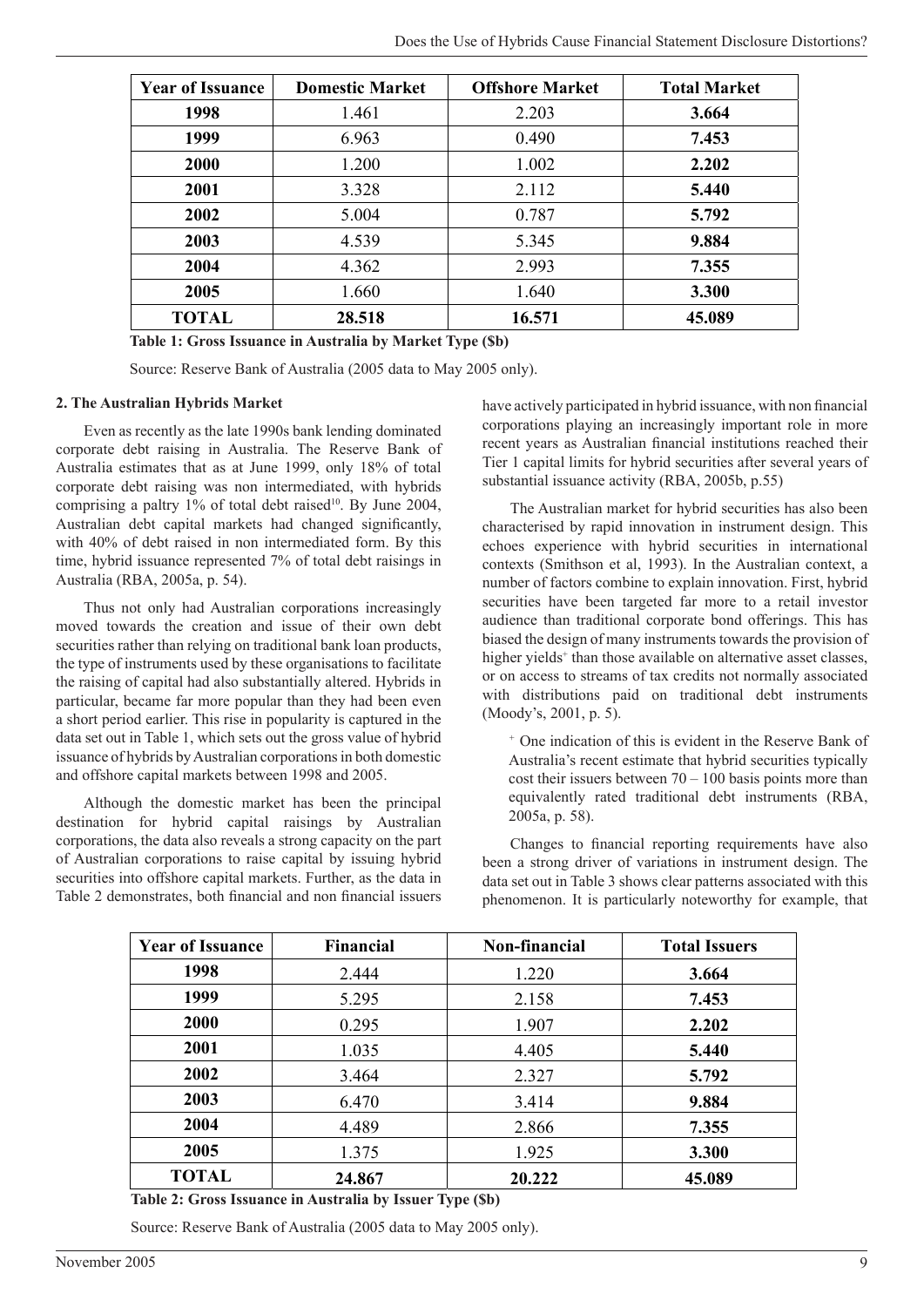| Year of Issuance | Domestic Market | Offshore Market | Total Market |
|---|---|---|---|
| **1998** | 1.461 | 2.203 | **3.664** |
| **1999** | 6.963 | 0.490 | **7.453** |
| **2000** | 1.200 | 1.002 | **2.202** |
| **2001** | 3.328 | 2.112 | **5.440** |
| **2002** | 5.004 | 0.787 | **5.792** |
| **2003** | 4.539 | 5.345 | **9.884** |
| **2004** | 4.362 | 2.993 | **7.355** |
| **2005** | 1.660 | 1.640 | **3.300** |
| **TOTAL** | **28.518** | **16.571** | **45.089** |

**Table 1: Gross Issuance in Australia by Market Type ($b)**

Source: Reserve Bank of Australia (2005 data to May 2005 only).

#### 2. The Australian Hybrids Market

Even as recently as the late 1990s bank lending dominated corporate debt raising in Australia. The Reserve Bank of Australia estimates that as at June 1999, only 18% of total corporate debt raising was non intermediated, with hybrids comprising a paltry 1% of total debt raised[10]. By June 2004, Australian debt capital markets had changed significantly, with 40% of debt raised in non intermediated form. By this time, hybrid issuance represented 7% of total debt raisings in Australia (RBA, 2005a, p. 54).

Thus not only had Australian corporations increasingly moved towards the creation and issue of their own debt securities rather than relying on traditional bank loan products, the type of instruments used by these organisations to facilitate the raising of capital had also substantially altered. Hybrids in particular, became far more popular than they had been even a short period earlier. This rise in popularity is captured in the data set out in Table 1, which sets out the gross value of hybrid issuance of hybrids by Australian corporations in both domestic and offshore capital markets between 1998 and 2005.

Although the domestic market has been the principal destination for hybrid capital raisings by Australian corporations, the data also reveals a strong capacity on the part of Australian corporations to raise capital by issuing hybrid securities into offshore capital markets. Further, as the data in Table 2 demonstrates, both financial and non financial issuers have actively participated in hybrid issuance, with non financial corporations playing an increasingly important role in more recent years as Australian financial institutions reached their Tier 1 capital limits for hybrid securities after several years of substantial issuance activity (RBA, 2005b, p.55)

The Australian market for hybrid securities has also been characterised by rapid innovation in instrument design. This echoes experience with hybrid securities in international contexts (Smithson et al, 1993). In the Australian context, a number of factors combine to explain innovation. First, hybrid securities have been targeted far more to a retail investor audience than traditional corporate bond offerings. This has biased the design of many instruments towards the provision of higher yields[+] than those available on alternative asset classes, or on access to streams of tax credits not normally associated with distributions paid on traditional debt instruments (Moody's, 2001, p. 5).

[+] One indication of this is evident in the Reserve Bank of Australia's recent estimate that hybrid securities typically cost their issuers between 70 – 100 basis points more than equivalently rated traditional debt instruments (RBA, 2005a, p. 58).

Changes to financial reporting requirements have also been a strong driver of variations in instrument design. The data set out in Table 3 shows clear patterns associated with this phenomenon. It is particularly noteworthy for example, that

| Year of Issuance | Financial | Non-financial | Total Issuers |
|---|---|---|---|
| **1998** | 2.444 | 1.220 | **3.664** |
| **1999** | 5.295 | 2.158 | **7.453** |
| **2000** | 0.295 | 1.907 | **2.202** |
| **2001** | 1.035 | 4.405 | **5.440** |
| **2002** | 3.464 | 2.327 | **5.792** |
| **2003** | 6.470 | 3.414 | **9.884** |
| **2004** | 4.489 | 2.866 | **7.355** |
| **2005** | 1.375 | 1.925 | **3.300** |
| **TOTAL** | **24.867** | **20.222** | **45.089** |

**Table 2: Gross Issuance in Australia by Issuer Type ($b)**

Source: Reserve Bank of Australia (2005 data to May 2005 only).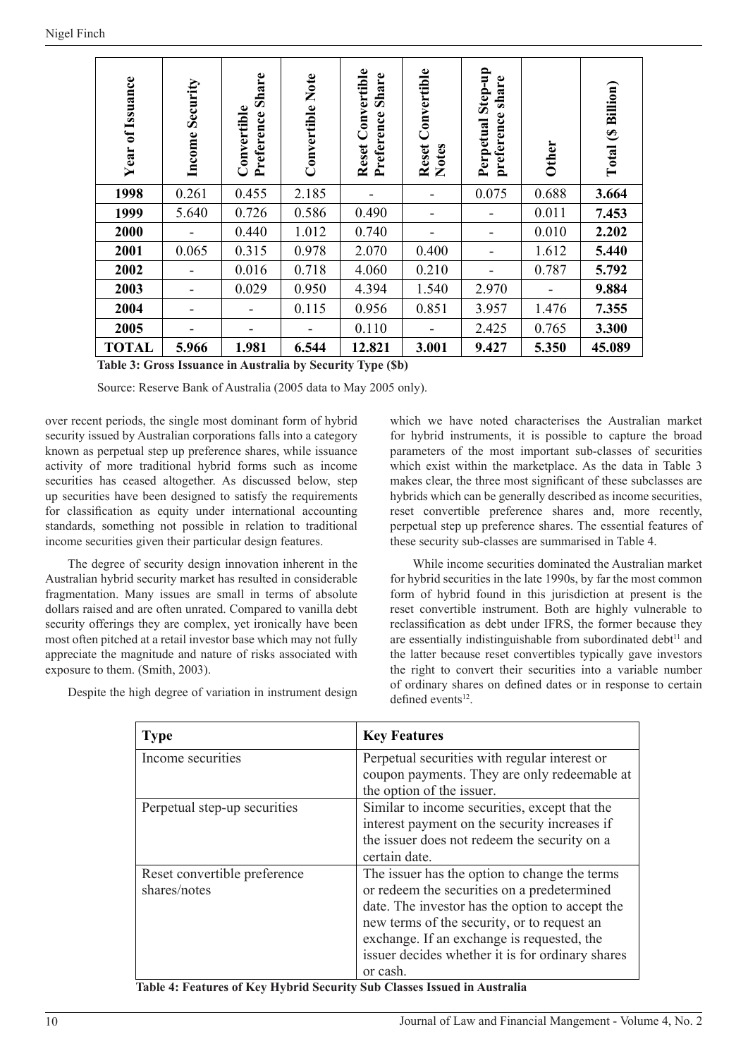| Year of Issuance | Income Security | Convertible Preference Share | Convertible Note | Reset Convertible Preference Share | Reset Convertible Notes | Perpetual Step-up preference share | Other | Total ($ Billion) |
|---|---|---|---|---|---|---|---|---|
| **1998** | 0.261 | 0.455 | 2.185 | - | - | 0.075 | 0.688 | **3.664** |
| **1999** | 5.640 | 0.726 | 0.586 | 0.490 | - | - | 0.011 | **7.453** |
| **2000** | - | 0.440 | 1.012 | 0.740 | - | - | 0.010 | **2.202** |
| **2001** | 0.065 | 0.315 | 0.978 | 2.070 | 0.400 | - | 1.612 | **5.440** |
| **2002** | - | 0.016 | 0.718 | 4.060 | 0.210 | - | 0.787 | **5.792** |
| **2003** | - | 0.029 | 0.950 | 4.394 | 1.540 | 2.970 | - | **9.884** |
| **2004** | - | - | 0.115 | 0.956 | 0.851 | 3.957 | 1.476 | **7.355** |
| **2005** | - | - | - | 0.110 | - | 2.425 | 0.765 | **3.300** |
| **TOTAL** | **5.966** | **1.981** | **6.544** | **12.821** | **3.001** | **9.427** | **5.350** | **45.089** |

**Table 3: Gross Issuance in Australia by Security Type ($b)**

Source: Reserve Bank of Australia (2005 data to May 2005 only).

over recent periods, the single most dominant form of hybrid security issued by Australian corporations falls into a category known as perpetual step up preference shares, while issuance activity of more traditional hybrid forms such as income securities has ceased altogether. As discussed below, step up securities have been designed to satisfy the requirements for classification as equity under international accounting standards, something not possible in relation to traditional income securities given their particular design features.

The degree of security design innovation inherent in the Australian hybrid security market has resulted in considerable fragmentation. Many issues are small in terms of absolute dollars raised and are often unrated. Compared to vanilla debt security offerings they are complex, yet ironically have been most often pitched at a retail investor base which may not fully appreciate the magnitude and nature of risks associated with exposure to them. (Smith, 2003).

Despite the high degree of variation in instrument design which we have noted characterises the Australian market for hybrid instruments, it is possible to capture the broad parameters of the most important sub-classes of securities which exist within the marketplace. As the data in Table 3 makes clear, the three most significant of these subclasses are hybrids which can be generally described as income securities, reset convertible preference shares and, more recently, perpetual step up preference shares. The essential features of these security sub-classes are summarised in Table 4.

While income securities dominated the Australian market for hybrid securities in the late 1990s, by far the most common form of hybrid found in this jurisdiction at present is the reset convertible instrument. Both are highly vulnerable to reclassification as debt under IFRS, the former because they are essentially indistinguishable from subordinated debt[11] and the latter because reset convertibles typically gave investors the right to convert their securities into a variable number of ordinary shares on defined dates or in response to certain defined events[12].

| Type | Key Features |
|---|---|
| Income securities | Perpetual securities with regular interest or coupon payments. They are only redeemable at the option of the issuer. |
| Perpetual step-up securities | Similar to income securities, except that the interest payment on the security increases if the issuer does not redeem the security on a certain date. |
| Reset convertible preference shares/notes | The issuer has the option to change the terms or redeem the securities on a predetermined date. The investor has the option to accept the new terms of the security, or to request an exchange. If an exchange is requested, the issuer decides whether it is for ordinary shares or cash. |

**Table 4: Features of Key Hybrid Security Sub Classes Issued in Australia**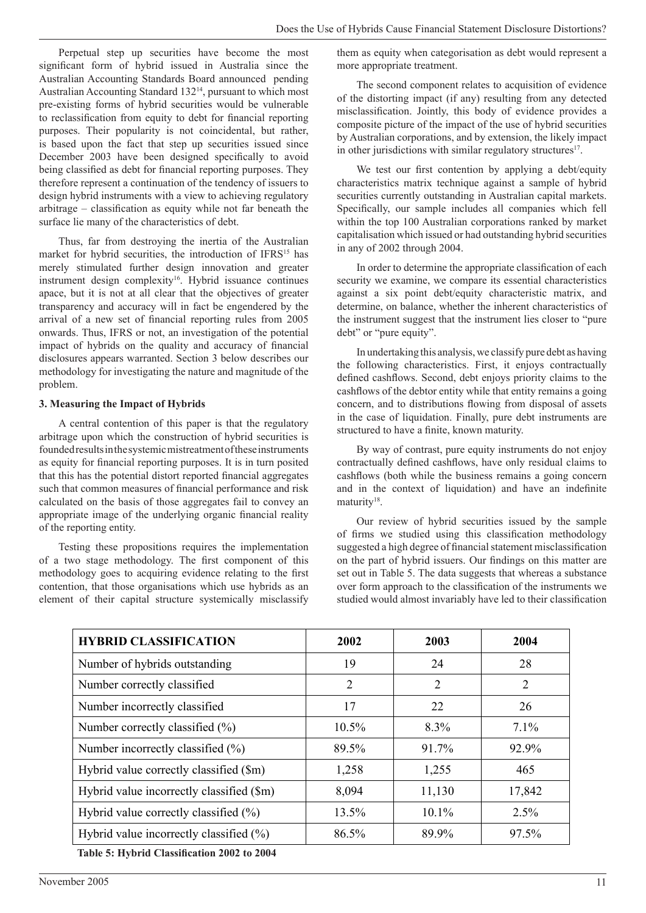Perpetual step up securities have become the most significant form of hybrid issued in Australia since the Australian Accounting Standards Board announced pending Australian Accounting Standard 132[14], pursuant to which most pre-existing forms of hybrid securities would be vulnerable to reclassification from equity to debt for financial reporting purposes. Their popularity is not coincidental, but rather, is based upon the fact that step up securities issued since December 2003 have been designed specifically to avoid being classified as debt for financial reporting purposes. They therefore represent a continuation of the tendency of issuers to design hybrid instruments with a view to achieving regulatory arbitrage – classification as equity while not far beneath the surface lie many of the characteristics of debt.

Thus, far from destroying the inertia of the Australian market for hybrid securities, the introduction of IFRS[15] has merely stimulated further design innovation and greater instrument design complexity[16]. Hybrid issuance continues apace, but it is not at all clear that the objectives of greater transparency and accuracy will in fact be engendered by the arrival of a new set of financial reporting rules from 2005 onwards. Thus, IFRS or not, an investigation of the potential impact of hybrids on the quality and accuracy of financial disclosures appears warranted. Section 3 below describes our methodology for investigating the nature and magnitude of the problem.

### 3. Measuring the Impact of Hybrids

A central contention of this paper is that the regulatory arbitrage upon which the construction of hybrid securities is founded results in the systemic mistreatment of these instruments as equity for financial reporting purposes. It is in turn posited that this has the potential distort reported financial aggregates such that common measures of financial performance and risk calculated on the basis of those aggregates fail to convey an appropriate image of the underlying organic financial reality of the reporting entity.

Testing these propositions requires the implementation of a two stage methodology. The first component of this methodology goes to acquiring evidence relating to the first contention, that those organisations which use hybrids as an element of their capital structure systemically misclassify them as equity when categorisation as debt would represent a more appropriate treatment.

The second component relates to acquisition of evidence of the distorting impact (if any) resulting from any detected misclassification. Jointly, this body of evidence provides a composite picture of the impact of the use of hybrid securities by Australian corporations, and by extension, the likely impact in other jurisdictions with similar regulatory structures[17].

We test our first contention by applying a debt/equity characteristics matrix technique against a sample of hybrid securities currently outstanding in Australian capital markets. Specifically, our sample includes all companies which fell within the top 100 Australian corporations ranked by market capitalisation which issued or had outstanding hybrid securities in any of 2002 through 2004.

In order to determine the appropriate classification of each security we examine, we compare its essential characteristics against a six point debt/equity characteristic matrix, and determine, on balance, whether the inherent characteristics of the instrument suggest that the instrument lies closer to "pure debt" or "pure equity".

In undertaking this analysis, we classify pure debt as having the following characteristics. First, it enjoys contractually defined cashflows. Second, debt enjoys priority claims to the cashflows of the debtor entity while that entity remains a going concern, and to distributions flowing from disposal of assets in the case of liquidation. Finally, pure debt instruments are structured to have a finite, known maturity.

By way of contrast, pure equity instruments do not enjoy contractually defined cashflows, have only residual claims to cashflows (both while the business remains a going concern and in the context of liquidation) and have an indefinite maturity[18].

Our review of hybrid securities issued by the sample of firms we studied using this classification methodology suggested a high degree of financial statement misclassification on the part of hybrid issuers. Our findings on this matter are set out in Table 5. The data suggests that whereas a substance over form approach to the classification of the instruments we studied would almost invariably have led to their classification

| HYBRID CLASSIFICATION | 2002 | 2003 | 2004 |
|---|---|---|---|
| Number of hybrids outstanding | 19 | 24 | 28 |
| Number correctly classified | 2 | 2 | 2 |
| Number incorrectly classified | 17 | 22 | 26 |
| Number correctly classified (%) | 10.5% | 8.3% | 7.1% |
| Number incorrectly classified (%) | 89.5% | 91.7% | 92.9% |
| Hybrid value correctly classified ($m) | 1,258 | 1,255 | 465 |
| Hybrid value incorrectly classified ($m) | 8,094 | 11,130 | 17,842 |
| Hybrid value correctly classified (%) | 13.5% | 10.1% | 2.5% |
| Hybrid value incorrectly classified (%) | 86.5% | 89.9% | 97.5% |

**Table 5: Hybrid Classification 2002 to 2004**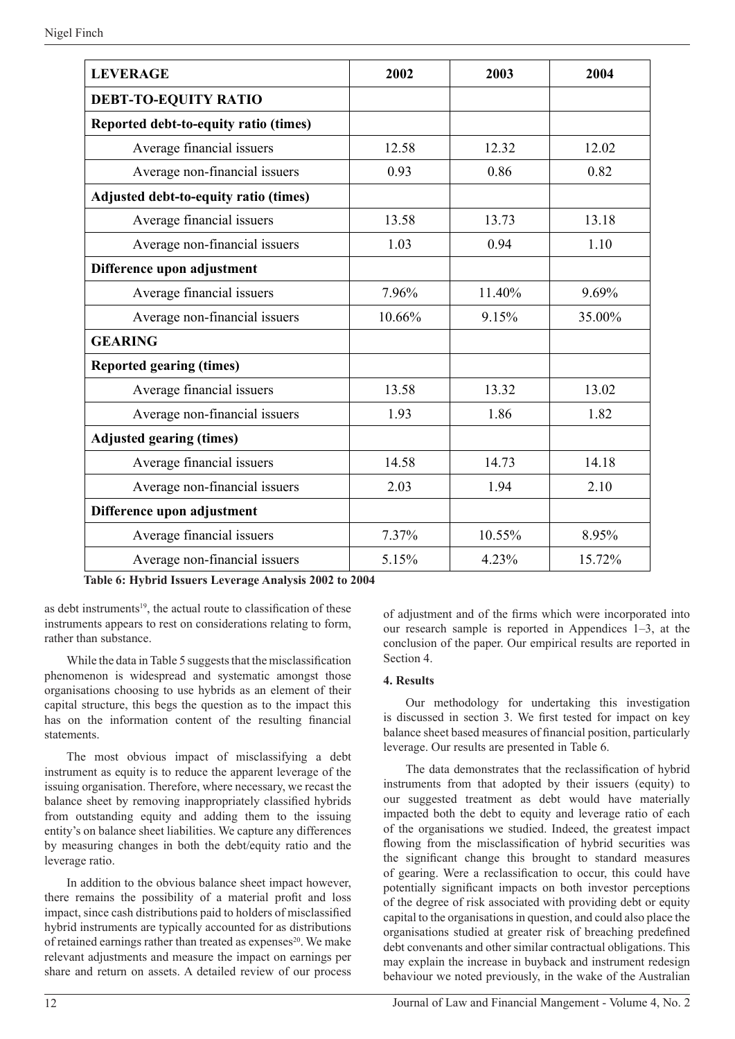| LEVERAGE | 2002 | 2003 | 2004 |
|---|---|---|---|
| **DEBT-TO-EQUITY RATIO** | | | |
| **Reported debt-to-equity ratio (times)** | | | |
| Average financial issuers | 12.58 | 12.32 | 12.02 |
| Average non-financial issuers | 0.93 | 0.86 | 0.82 |
| **Adjusted debt-to-equity ratio (times)** | | | |
| Average financial issuers | 13.58 | 13.73 | 13.18 |
| Average non-financial issuers | 1.03 | 0.94 | 1.10 |
| **Difference upon adjustment** | | | |
| Average financial issuers | 7.96% | 11.40% | 9.69% |
| Average non-financial issuers | 10.66% | 9.15% | 35.00% |
| **GEARING** | | | |
| **Reported gearing (times)** | | | |
| Average financial issuers | 13.58 | 13.32 | 13.02 |
| Average non-financial issuers | 1.93 | 1.86 | 1.82 |
| **Adjusted gearing (times)** | | | |
| Average financial issuers | 14.58 | 14.73 | 14.18 |
| Average non-financial issuers | 2.03 | 1.94 | 2.10 |
| **Difference upon adjustment** | | | |
| Average financial issuers | 7.37% | 10.55% | 8.95% |
| Average non-financial issuers | 5.15% | 4.23% | 15.72% |

**Table 6: Hybrid Issuers Leverage Analysis 2002 to 2004**

as debt instruments[19], the actual route to classification of these instruments appears to rest on considerations relating to form, rather than substance.

While the data in Table 5 suggests that the misclassification phenomenon is widespread and systematic amongst those organisations choosing to use hybrids as an element of their capital structure, this begs the question as to the impact this has on the information content of the resulting financial statements.

The most obvious impact of misclassifying a debt instrument as equity is to reduce the apparent leverage of the issuing organisation. Therefore, where necessary, we recast the balance sheet by removing inappropriately classified hybrids from outstanding equity and adding them to the issuing entity's on balance sheet liabilities. We capture any differences by measuring changes in both the debt/equity ratio and the leverage ratio.

In addition to the obvious balance sheet impact however, there remains the possibility of a material profit and loss impact, since cash distributions paid to holders of misclassified hybrid instruments are typically accounted for as distributions of retained earnings rather than treated as expenses[20]. We make relevant adjustments and measure the impact on earnings per share and return on assets. A detailed review of our process of adjustment and of the firms which were incorporated into our research sample is reported in Appendices 1–3, at the conclusion of the paper. Our empirical results are reported in Section 4.

## 4. Results

Our methodology for undertaking this investigation is discussed in section 3. We first tested for impact on key balance sheet based measures of financial position, particularly leverage. Our results are presented in Table 6.

The data demonstrates that the reclassification of hybrid instruments from that adopted by their issuers (equity) to our suggested treatment as debt would have materially impacted both the debt to equity and leverage ratio of each of the organisations we studied. Indeed, the greatest impact flowing from the misclassification of hybrid securities was the significant change this brought to standard measures of gearing. Were a reclassification to occur, this could have potentially significant impacts on both investor perceptions of the degree of risk associated with providing debt or equity capital to the organisations in question, and could also place the organisations studied at greater risk of breaching predefined debt convenants and other similar contractual obligations. This may explain the increase in buyback and instrument redesign behaviour we noted previously, in the wake of the Australian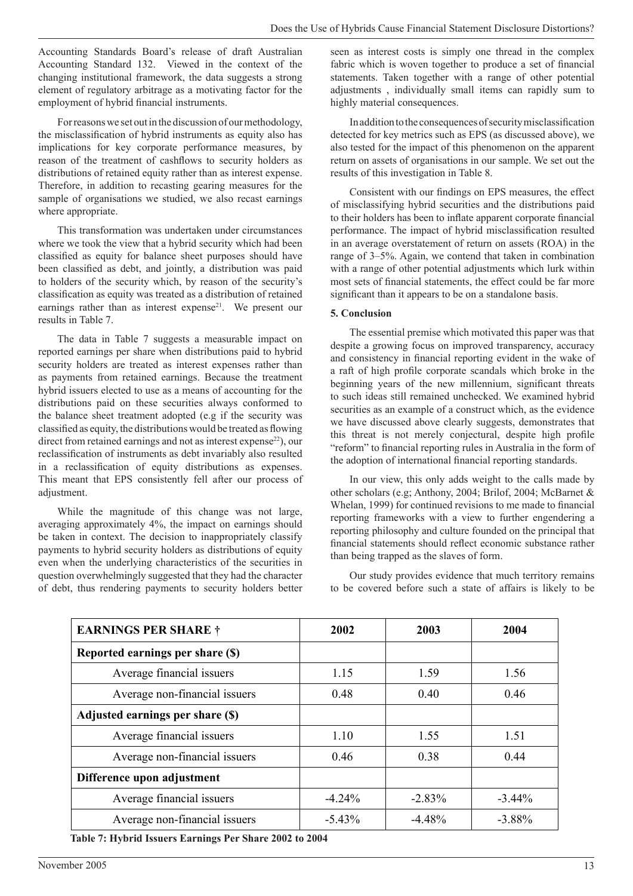Accounting Standards Board's release of draft Australian Accounting Standard 132. Viewed in the context of the changing institutional framework, the data suggests a strong element of regulatory arbitrage as a motivating factor for the employment of hybrid financial instruments.

For reasons we set out in the discussion of our methodology, the misclassification of hybrid instruments as equity also has implications for key corporate performance measures, by reason of the treatment of cashflows to security holders as distributions of retained equity rather than as interest expense. Therefore, in addition to recasting gearing measures for the sample of organisations we studied, we also recast earnings where appropriate.

This transformation was undertaken under circumstances where we took the view that a hybrid security which had been classified as equity for balance sheet purposes should have been classified as debt, and jointly, a distribution was paid to holders of the security which, by reason of the security's classification as equity was treated as a distribution of retained earnings rather than as interest expense[21]. We present our results in Table 7.

The data in Table 7 suggests a measurable impact on reported earnings per share when distributions paid to hybrid security holders are treated as interest expenses rather than as payments from retained earnings. Because the treatment hybrid issuers elected to use as a means of accounting for the distributions paid on these securities always conformed to the balance sheet treatment adopted (e.g if the security was classified as equity, the distributions would be treated as flowing direct from retained earnings and not as interest expense[22]), our reclassification of instruments as debt invariably also resulted in a reclassification of equity distributions as expenses. This meant that EPS consistently fell after our process of adjustment.

While the magnitude of this change was not large, averaging approximately 4%, the impact on earnings should be taken in context. The decision to inappropriately classify payments to hybrid security holders as distributions of equity even when the underlying characteristics of the securities in question overwhelmingly suggested that they had the character of debt, thus rendering payments to security holders better seen as interest costs is simply one thread in the complex fabric which is woven together to produce a set of financial statements. Taken together with a range of other potential adjustments , individually small items can rapidly sum to highly material consequences.

In addition to the consequences of security misclassification detected for key metrics such as EPS (as discussed above), we also tested for the impact of this phenomenon on the apparent return on assets of organisations in our sample. We set out the results of this investigation in Table 8.

Consistent with our findings on EPS measures, the effect of misclassifying hybrid securities and the distributions paid to their holders has been to inflate apparent corporate financial performance. The impact of hybrid misclassification resulted in an average overstatement of return on assets (ROA) in the range of 3–5%. Again, we contend that taken in combination with a range of other potential adjustments which lurk within most sets of financial statements, the effect could be far more significant than it appears to be on a standalone basis.

**5. Conclusion**

The essential premise which motivated this paper was that despite a growing focus on improved transparency, accuracy and consistency in financial reporting evident in the wake of a raft of high profile corporate scandals which broke in the beginning years of the new millennium, significant threats to such ideas still remained unchecked. We examined hybrid securities as an example of a construct which, as the evidence we have discussed above clearly suggests, demonstrates that this threat is not merely conjectural, despite high profile "reform" to financial reporting rules in Australia in the form of the adoption of international financial reporting standards.

In our view, this only adds weight to the calls made by other scholars (e.g; Anthony, 2004; Brilof, 2004; McBarnet & Whelan, 1999) for continued revisions to me made to financial reporting frameworks with a view to further engendering a reporting philosophy and culture founded on the principal that financial statements should reflect economic substance rather than being trapped as the slaves of form.

Our study provides evidence that much territory remains to be covered before such a state of affairs is likely to be

| EARNINGS PER SHARE † | 2002 | 2003 | 2004 |
|---|---|---|---|
| **Reported earnings per share ($)** | | | |
| Average financial issuers | 1.15 | 1.59 | 1.56 |
| Average non-financial issuers | 0.48 | 0.40 | 0.46 |
| **Adjusted earnings per share ($)** | | | |
| Average financial issuers | 1.10 | 1.55 | 1.51 |
| Average non-financial issuers | 0.46 | 0.38 | 0.44 |
| **Difference upon adjustment** | | | |
| Average financial issuers | -4.24% | -2.83% | -3.44% |
| Average non-financial issuers | -5.43% | -4.48% | -3.88% |

**Table 7: Hybrid Issuers Earnings Per Share 2002 to 2004**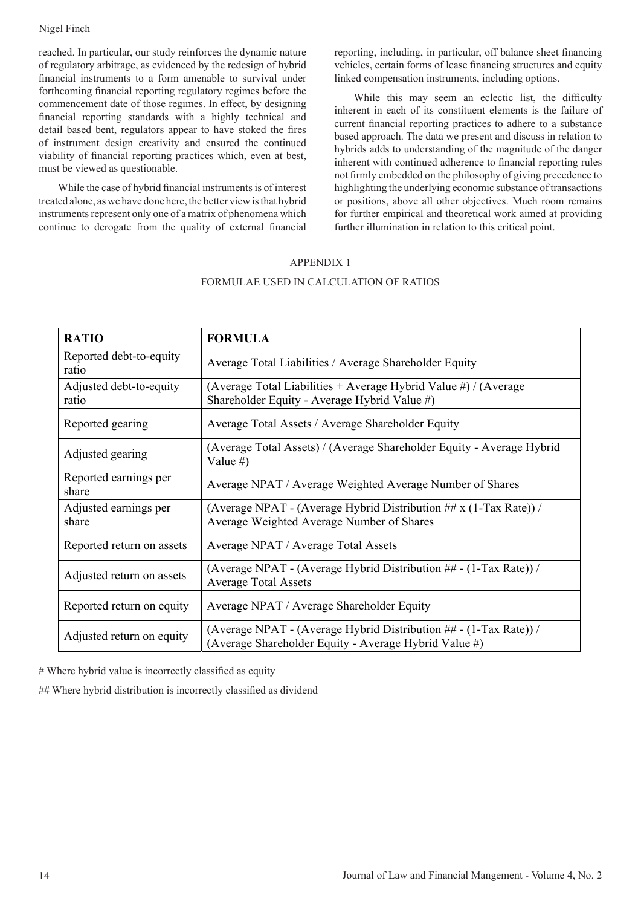reached. In particular, our study reinforces the dynamic nature of regulatory arbitrage, as evidenced by the redesign of hybrid financial instruments to a form amenable to survival under forthcoming financial reporting regulatory regimes before the commencement date of those regimes. In effect, by designing financial reporting standards with a highly technical and detail based bent, regulators appear to have stoked the fires of instrument design creativity and ensured the continued viability of financial reporting practices which, even at best, must be viewed as questionable.

While the case of hybrid financial instruments is of interest treated alone, as we have done here, the better view is that hybrid instruments represent only one of a matrix of phenomena which continue to derogate from the quality of external financial reporting, including, in particular, off balance sheet financing vehicles, certain forms of lease financing structures and equity linked compensation instruments, including options.

While this may seem an eclectic list, the difficulty inherent in each of its constituent elements is the failure of current financial reporting practices to adhere to a substance based approach. The data we present and discuss in relation to hybrids adds to understanding of the magnitude of the danger inherent with continued adherence to financial reporting rules not firmly embedded on the philosophy of giving precedence to highlighting the underlying economic substance of transactions or positions, above all other objectives. Much room remains for further empirical and theoretical work aimed at providing further illumination in relation to this critical point.

## APPENDIX 1

### FORMULAE USED IN CALCULATION OF RATIOS

| **RATIO** | **FORMULA** |
|---|---|
| Reported debt-to-equity ratio | Average Total Liabilities / Average Shareholder Equity |
| Adjusted debt-to-equity ratio | (Average Total Liabilities + Average Hybrid Value #) / (Average Shareholder Equity - Average Hybrid Value #) |
| Reported gearing | Average Total Assets / Average Shareholder Equity |
| Adjusted gearing | (Average Total Assets) / (Average Shareholder Equity - Average Hybrid Value #) |
| Reported earnings per share | Average NPAT / Average Weighted Average Number of Shares |
| Adjusted earnings per share | (Average NPAT - (Average Hybrid Distribution ## x (1-Tax Rate)) / Average Weighted Average Number of Shares |
| Reported return on assets | Average NPAT / Average Total Assets |
| Adjusted return on assets | (Average NPAT - (Average Hybrid Distribution ## - (1-Tax Rate)) / Average Total Assets |
| Reported return on equity | Average NPAT / Average Shareholder Equity |
| Adjusted return on equity | (Average NPAT - (Average Hybrid Distribution ## - (1-Tax Rate)) / (Average Shareholder Equity - Average Hybrid Value #) |

# Where hybrid value is incorrectly classified as equity

## Where hybrid distribution is incorrectly classified as dividend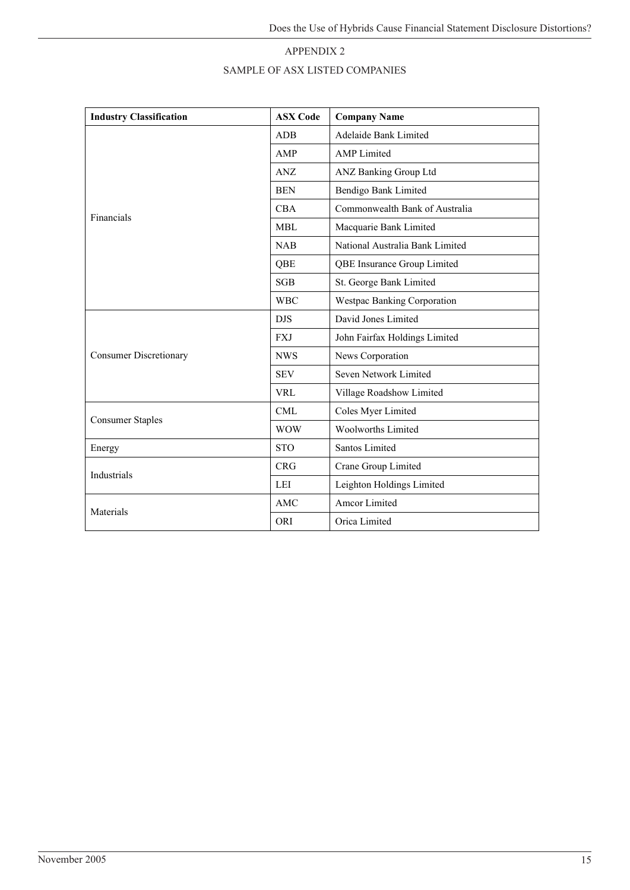## APPENDIX 2

## SAMPLE OF ASX LISTED COMPANIES

| Industry Classification | ASX Code | Company Name |
|---|---|---|
| Financials | ADB | Adelaide Bank Limited |
| | AMP | AMP Limited |
| | ANZ | ANZ Banking Group Ltd |
| | BEN | Bendigo Bank Limited |
| | CBA | Commonwealth Bank of Australia |
| | MBL | Macquarie Bank Limited |
| | NAB | National Australia Bank Limited |
| | QBE | QBE Insurance Group Limited |
| | SGB | St. George Bank Limited |
| | WBC | Westpac Banking Corporation |
| Consumer Discretionary | DJS | David Jones Limited |
| | FXJ | John Fairfax Holdings Limited |
| | NWS | News Corporation |
| | SEV | Seven Network Limited |
| | VRL | Village Roadshow Limited |
| Consumer Staples | CML | Coles Myer Limited |
| | WOW | Woolworths Limited |
| Energy | STO | Santos Limited |
| Industrials | CRG | Crane Group Limited |
| | LEI | Leighton Holdings Limited |
| Materials | AMC | Amcor Limited |
| | ORI | Orica Limited |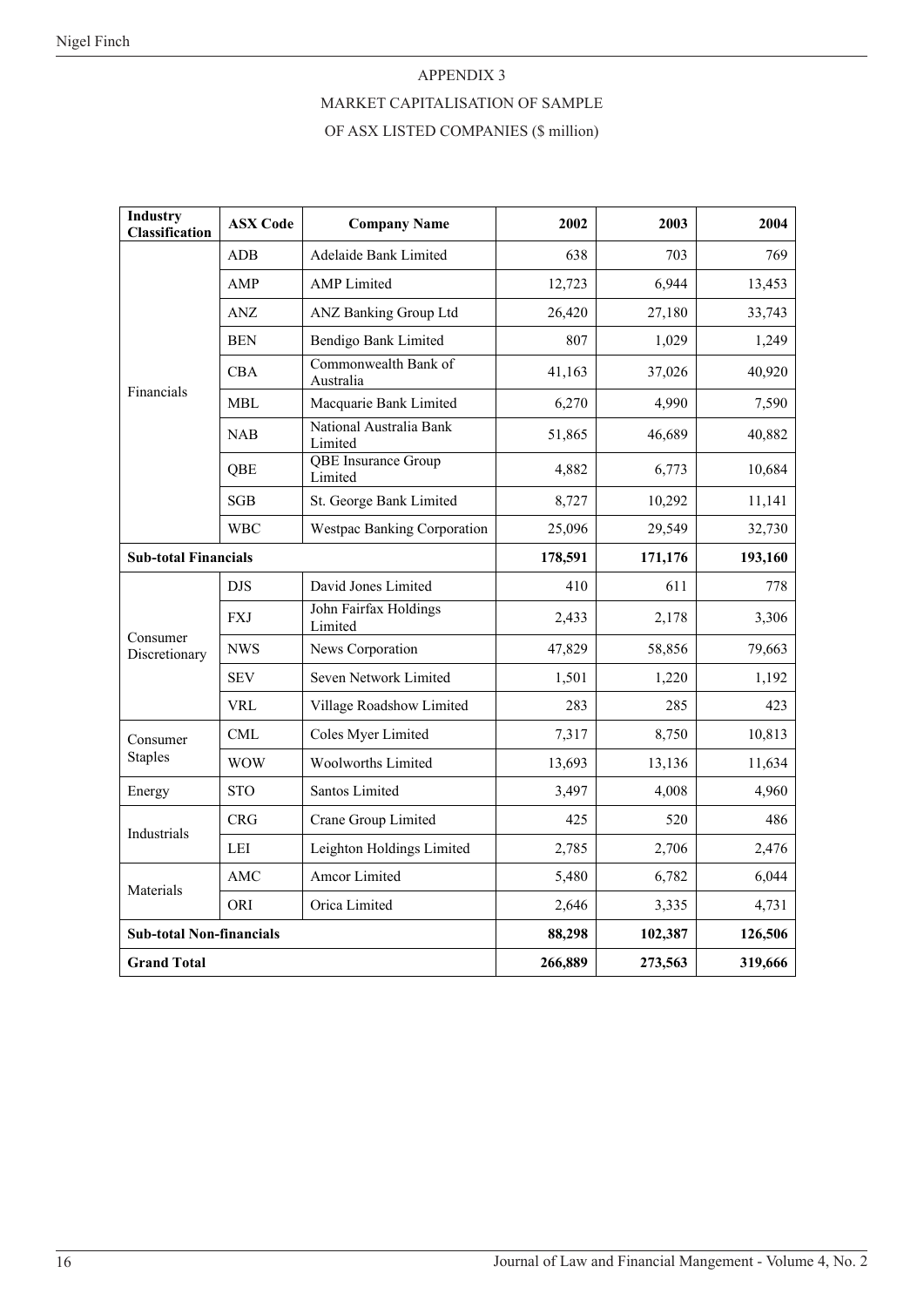# APPENDIX 3

## MARKET CAPITALISATION OF SAMPLE OF ASX LISTED COMPANIES ($ million)

| Industry Classification | ASX Code | Company Name | 2002 | 2003 | 2004 |
|---|---|---|---|---|---|
| Financials | ADB | Adelaide Bank Limited | 638 | 703 | 769 |
| | AMP | AMP Limited | 12,723 | 6,944 | 13,453 |
| | ANZ | ANZ Banking Group Ltd | 26,420 | 27,180 | 33,743 |
| | BEN | Bendigo Bank Limited | 807 | 1,029 | 1,249 |
| | CBA | Commonwealth Bank of Australia | 41,163 | 37,026 | 40,920 |
| | MBL | Macquarie Bank Limited | 6,270 | 4,990 | 7,590 |
| | NAB | National Australia Bank Limited | 51,865 | 46,689 | 40,882 |
| | QBE | QBE Insurance Group Limited | 4,882 | 6,773 | 10,684 |
| | SGB | St. George Bank Limited | 8,727 | 10,292 | 11,141 |
| | WBC | Westpac Banking Corporation | 25,096 | 29,549 | 32,730 |
| **Sub-total Financials** | | | **178,591** | **171,176** | **193,160** |
| Consumer Discretionary | DJS | David Jones Limited | 410 | 611 | 778 |
| | FXJ | John Fairfax Holdings Limited | 2,433 | 2,178 | 3,306 |
| | NWS | News Corporation | 47,829 | 58,856 | 79,663 |
| | SEV | Seven Network Limited | 1,501 | 1,220 | 1,192 |
| | VRL | Village Roadshow Limited | 283 | 285 | 423 |
| Consumer Staples | CML | Coles Myer Limited | 7,317 | 8,750 | 10,813 |
| | WOW | Woolworths Limited | 13,693 | 13,136 | 11,634 |
| Energy | STO | Santos Limited | 3,497 | 4,008 | 4,960 |
| Industrials | CRG | Crane Group Limited | 425 | 520 | 486 |
| | LEI | Leighton Holdings Limited | 2,785 | 2,706 | 2,476 |
| Materials | AMC | Amcor Limited | 5,480 | 6,782 | 6,044 |
| | ORI | Orica Limited | 2,646 | 3,335 | 4,731 |
| **Sub-total Non-financials** | | | **88,298** | **102,387** | **126,506** |
| **Grand Total** | | | **266,889** | **273,563** | **319,666** |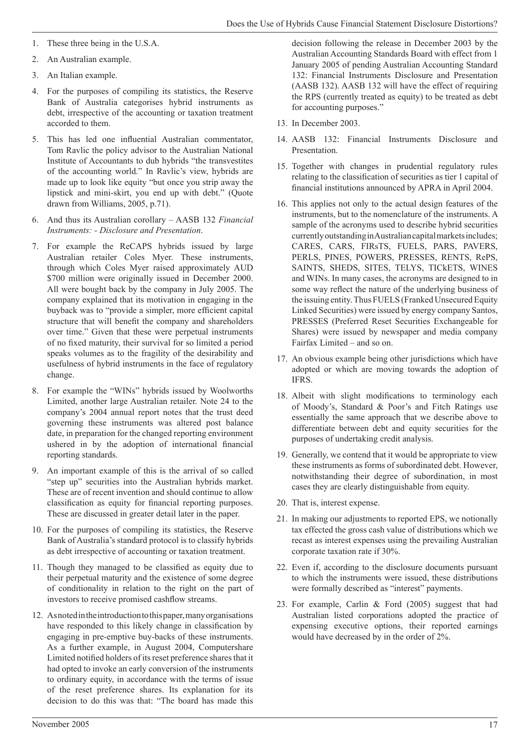1. These three being in the U.S.A.
2. An Australian example.
3. An Italian example.
4. For the purposes of compiling its statistics, the Reserve Bank of Australia categorises hybrid instruments as debt, irrespective of the accounting or taxation treatment accorded to them.
5. This has led one influential Australian commentator, Tom Ravlic the policy advisor to the Australian National Institute of Accountants to dub hybrids "the transvestites of the accounting world." In Ravlic's view, hybrids are made up to look like equity "but once you strip away the lipstick and mini-skirt, you end up with debt." (Quote drawn from Williams, 2005, p.71).
6. And thus its Australian corollary – AASB 132 *Financial Instruments: - Disclosure and Presentation*.
7. For example the ReCAPS hybrids issued by large Australian retailer Coles Myer. These instruments, through which Coles Myer raised approximately AUD $700 million were originally issued in December 2000. All were bought back by the company in July 2005. The company explained that its motivation in engaging in the buyback was to "provide a simpler, more efficient capital structure that will benefit the company and shareholders over time." Given that these were perpetual instruments of no fixed maturity, their survival for so limited a period speaks volumes as to the fragility of the desirability and usefulness of hybrid instruments in the face of regulatory change.
8. For example the "WINs" hybrids issued by Woolworths Limited, another large Australian retailer. Note 24 to the company's 2004 annual report notes that the trust deed governing these instruments was altered post balance date, in preparation for the changed reporting environment ushered in by the adoption of international financial reporting standards.
9. An important example of this is the arrival of so called "step up" securities into the Australian hybrids market. These are of recent invention and should continue to allow classification as equity for financial reporting purposes. These are discussed in greater detail later in the paper.
10. For the purposes of compiling its statistics, the Reserve Bank of Australia's standard protocol is to classify hybrids as debt irrespective of accounting or taxation treatment.
11. Though they managed to be classified as equity due to their perpetual maturity and the existence of some degree of conditionality in relation to the right on the part of investors to receive promised cashflow streams.
12. As noted in the introduction to this paper, many organisations have responded to this likely change in classification by engaging in pre-emptive buy-backs of these instruments. As a further example, in August 2004, Computershare Limited notified holders of its reset preference shares that it had opted to invoke an early conversion of the instruments to ordinary equity, in accordance with the terms of issue of the reset preference shares. Its explanation for its decision to do this was that: "The board has made this decision following the release in December 2003 by the Australian Accounting Standards Board with effect from 1 January 2005 of pending Australian Accounting Standard 132: Financial Instruments Disclosure and Presentation (AASB 132). AASB 132 will have the effect of requiring the RPS (currently treated as equity) to be treated as debt for accounting purposes."
13. In December 2003.
14. AASB 132: Financial Instruments Disclosure and Presentation.
15. Together with changes in prudential regulatory rules relating to the classification of securities as tier 1 capital of financial institutions announced by APRA in April 2004.
16. This applies not only to the actual design features of the instruments, but to the nomenclature of the instruments. A sample of the acronyms used to describe hybrid securities currently outstanding in Australian capital markets includes; CARES, CARS, FIRsTS, FUELS, PARS, PAVERS, PERLS, PINES, POWERS, PRESSES, RENTS, RePS, SAINTS, SHEDS, SITES, TELYS, TICkETS, WINES and WINs. In many cases, the acronyms are designed to in some way reflect the nature of the underlying business of the issuing entity. Thus FUELS (Franked Unsecured Equity Linked Securities) were issued by energy company Santos, PRESSES (Preferred Reset Securities Exchangeable for Shares) were issued by newspaper and media company Fairfax Limited – and so on.
17. An obvious example being other jurisdictions which have adopted or which are moving towards the adoption of IFRS.
18. Albeit with slight modifications to terminology each of Moody's, Standard & Poor's and Fitch Ratings use essentially the same approach that we describe above to differentiate between debt and equity securities for the purposes of undertaking credit analysis.
19. Generally, we contend that it would be appropriate to view these instruments as forms of subordinated debt. However, notwithstanding their degree of subordination, in most cases they are clearly distinguishable from equity.
20. That is, interest expense.
21. In making our adjustments to reported EPS, we notionally tax effected the gross cash value of distributions which we recast as interest expenses using the prevailing Australian corporate taxation rate if 30%.
22. Even if, according to the disclosure documents pursuant to which the instruments were issued, these distributions were formally described as "interest" payments.
23. For example, Carlin & Ford (2005) suggest that had Australian listed corporations adopted the practice of expensing executive options, their reported earnings would have decreased by in the order of 2%.